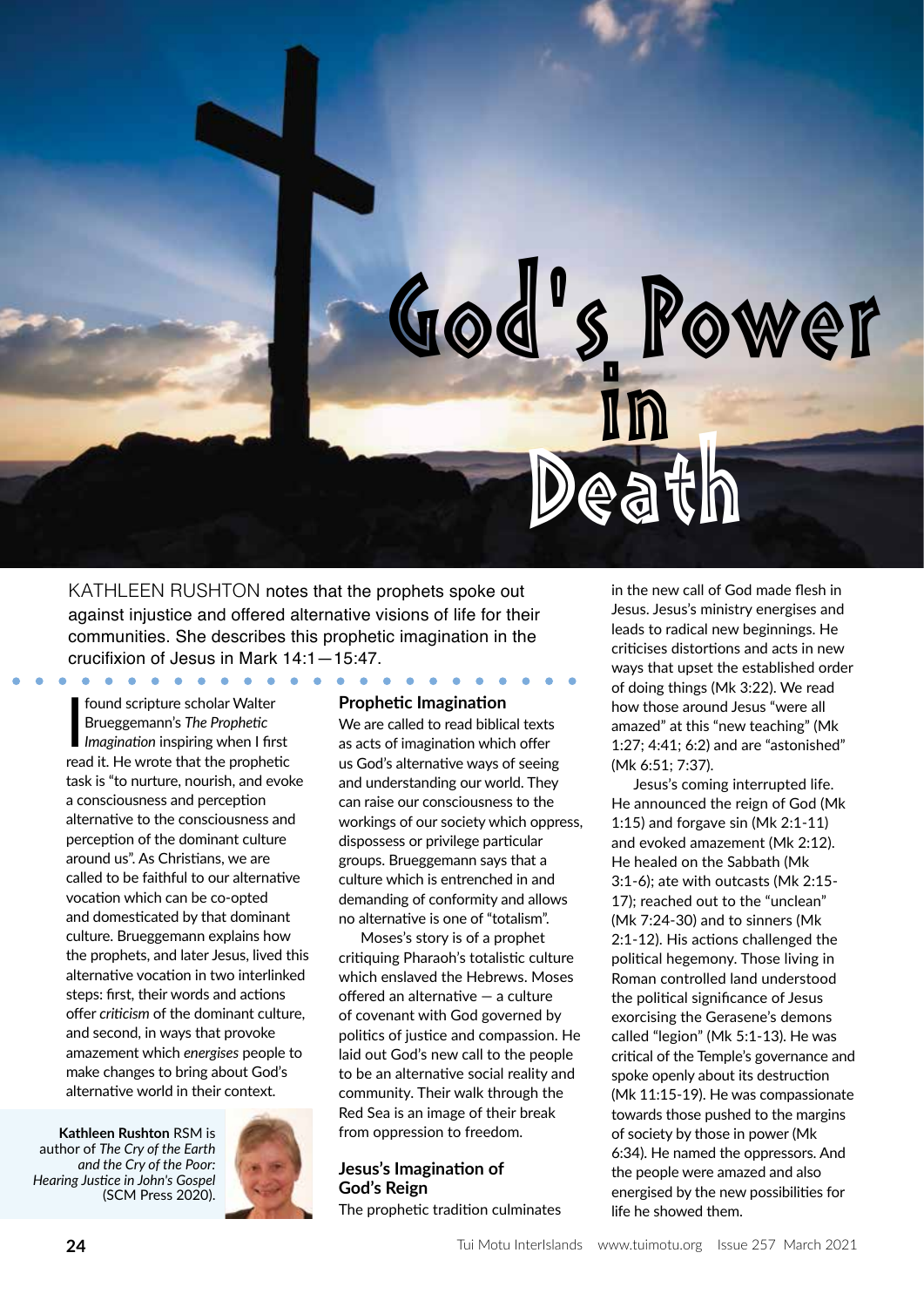# God's Power in Death

KATHLEEN RUSHTON notes that the prophets spoke out against injustice and offered alternative visions of life for their communities. She describes this prophetic imagination in the crucifixion of Jesus in Mark 14:1—15:47.

I found scripture scholar Walter Brueggemann's *The Prophetic Imagination* inspiring when I first read it. He wrote that the prophetic task is "to nurture, nourish, and evoke a consciousness and perception alternative to the consciousness and perception of the dominant culture around us". As Christians, we are called to be faithful to our alternative vocation which can be co-opted and domesticated by that dominant culture. Brueggemann explains how the prophets, and later Jesus, lived this alternative vocation in two interlinked steps: first, their words and actions offer *criticism* of the dominant culture, and second, in ways that provoke amazement which *energises* people to make changes to bring about God's alternative world in their context.

**Kathleen Rushton** RSM is author of *The Cry of the Earth and the Cry of the Poor: Hearing Justice in John's Gospel* (SCM Press 2020).

## Prophetic Imagination

We are called to read biblical texts as acts of imagination which offer us God's alternative ways of seeing and understanding our world. They can raise our consciousness to the workings of our society which oppress, dispossess or privilege particular groups. Brueggemann says that a culture which is entrenched in and demanding of conformity and allows no alternative is one of "totalism".

Moses's story is of a prophet critiquing Pharaoh's totalistic culture which enslaved the Hebrews. Moses offered an alternative — a culture of covenant with God governed by politics of justice and compassion. He laid out God's new call to the people to be an alternative social reality and community. Their walk through the Red Sea is an image of their break from oppression to freedom.

## Jesus's Imagination of God's Reign

The prophetic tradition culminates in the new call of God made flesh in Jesus. Jesus's ministry energises and leads to radical new beginnings. He criticises distortions and acts in new ways that upset the established order of doing things (Mk 3:22). We read how those around Jesus "were all amazed" at this "new teaching" (Mk 1:27; 4:41; 6:2) and are "astonished" (Mk 6:51; 7:37).

Jesus's coming interrupted life. He announced the reign of God (Mk 1:15) and forgave sin (Mk 2:1-11) and evoked amazement (Mk 2:12). He healed on the Sabbath (Mk 3:1-6); ate with outcasts (Mk 2:15-17); reached out to the "unclean" (Mk 7:24-30) and to sinners (Mk 2:1-12). His actions challenged the political hegemony. Those living in Roman controlled land understood the political significance of Jesus exorcising the Gerasene's demons called "legion" (Mk 5:1-13). He was critical of the Temple's governance and spoke openly about its destruction (Mk 11:15-19). He was compassionate towards those pushed to the margins of society by those in power (Mk 6:34). He named the oppressors. And the people were amazed and also energised by the new possibilities for life he showed them.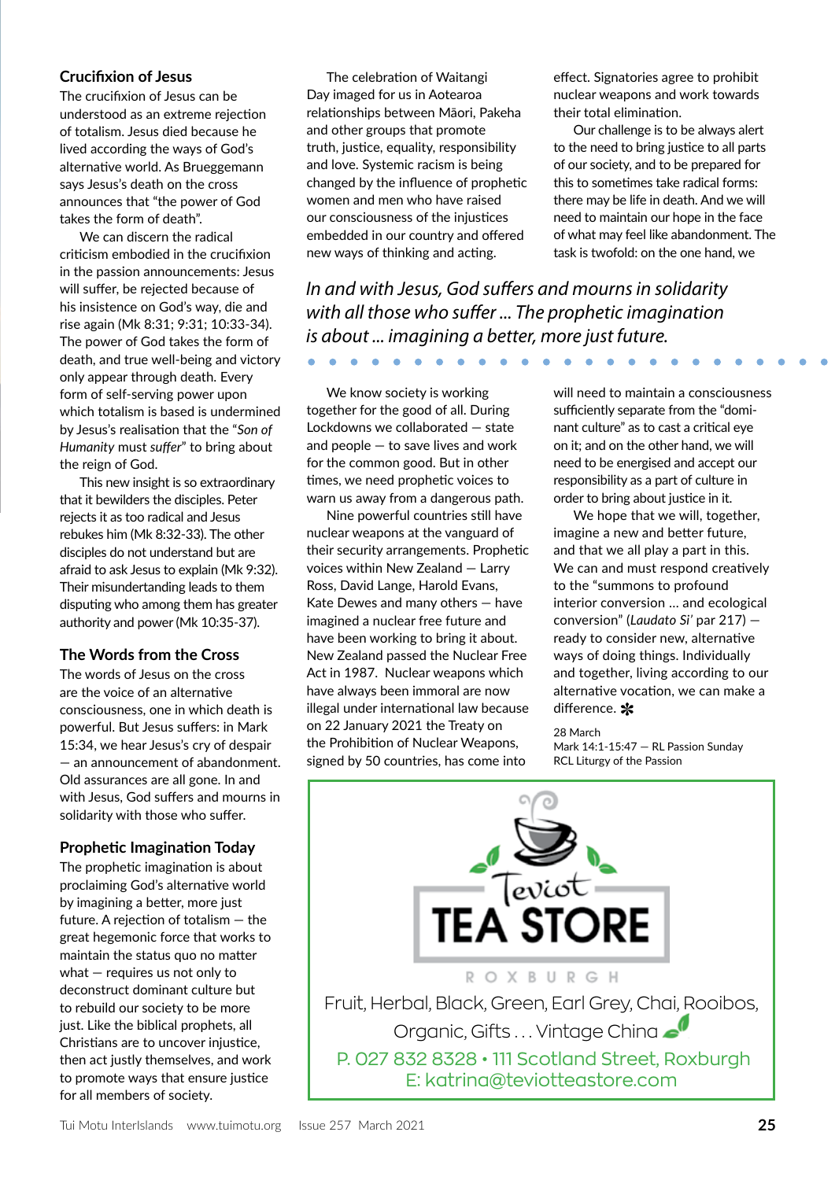### Crucifixion of Jesus

The crucifixion of Jesus can be understood as an extreme rejection of totalism. Jesus died because he lived according the ways of God's alternative world. As Brueggemann says Jesus's death on the cross announces that "the power of God takes the form of death".

We can discern the radical criticism embodied in the crucifixion in the passion announcements: Jesus will suffer, be rejected because of his insistence on God's way, die and rise again (Mk 8:31; 9:31; 10:33-34). The power of God takes the form of death, and true well-being and victory only appear through death. Every form of self-serving power upon which totalism is based is undermined by Jesus's realisation that the "*Son of Humanity* must *suffer*" to bring about the reign of God.

This new insight is so extraordinary that it bewilders the disciples. Peter rejects it as too radical and Jesus rebukes him (Mk 8:32-33). The other disciples do not understand but are afraid to ask Jesus to explain (Mk 9:32). Their misunderstanding leads to them disputing who among them has greater authority and power (Mk 10:35-37).

### The Words from the Cross

The words of Jesus on the cross are the voice of an alternative consciousness, one in which death is powerful. But Jesus suffers: in Mark 15:34, we hear Jesus's cry of despair — an announcement of abandonment. Old assurances are all gone. In and with Jesus, God suffers and mourns in solidarity with those who suffer.

### Prophetic Imagination Today

The prophetic imagination is about proclaiming God's alternative world by imagining a better, more just future. A rejection of totalism — the great hegemonic force that works to maintain the status quo no matter what — requires us not only to deconstruct dominant culture but to rebuild our society to be more just. Like the biblical prophets, all Christians are to uncover injustice, then act justly themselves, and work to promote ways that ensure justice for all members of society.

The celebration of Waitangi Day imaged for us in Aotearoa relationships between Māori, Pakeha and other groups that promote truth, justice, equality, responsibility and love. Systemic racism is being changed by the influence of prophetic women and men who have raised our consciousness of the injustices embedded in our country and offered new ways of thinking and acting.

We know society is working together for the good of all. During Lockdowns we collaborated — state and people — to save lives and work for the common good. But in other times, we need prophetic voices to warn us away from a dangerous path.

Nine powerful countries still have nuclear weapons at the vanguard of their security arrangements. Prophetic voices within New Zealand — Larry Ross, David Lange, Harold Evans, Kate Dewes and many others — have imagined a nuclear free future and have been working to bring it about. New Zealand passed the Nuclear Free Act in 1987. Nuclear weapons which have always been immoral are now illegal under international law because on 22 January 2021 the Treaty on the Prohibition of Nuclear Weapons, signed by 50 countries, has come into effect. Signatories agree to prohibit nuclear weapons and work towards their total elimination.

Our challenge is to be always alert to the need to bring justice to all parts of our society, and to be prepared for this to sometimes take radical forms: there may be life in death. And we will need to maintain our hope in the face of what may feel like abandonment. The task is twofold: on the one hand, we will need to maintain a consciousness sufficiently separate from the "dominant culture" as to cast a critical eye on it; and on the other hand, we will need to be energised and accept our responsibility as a part of culture in order to bring about justice in it.

*In and with Jesus, God suffers and mourns in solidarity with all those who suffer ... The prophetic imagination is about ... imagining a better, more just future.*

We hope that we will, together, imagine a new and better future, and that we all play a part in this. We can and must respond creatively to the "summons to profound interior conversion ... and ecological conversion" (*Laudato Si'* par 217) — ready to consider new, alternative ways of doing things. Individually and together, living according to our alternative vocation, we can make a difference. ✻

28 March
Mark 14:1-15:47 — RL Passion Sunday
RCL Liturgy of the Passion

---

Teviot
**TEA STORE**
ROXBURGH

Fruit, Herbal, Black, Green, Earl Grey, Chai, Rooibos,
Organic, Gifts . . . Vintage China

P. 027 832 8328 • 111 Scotland Street, Roxburgh
E: katrina@teviotteastore.com